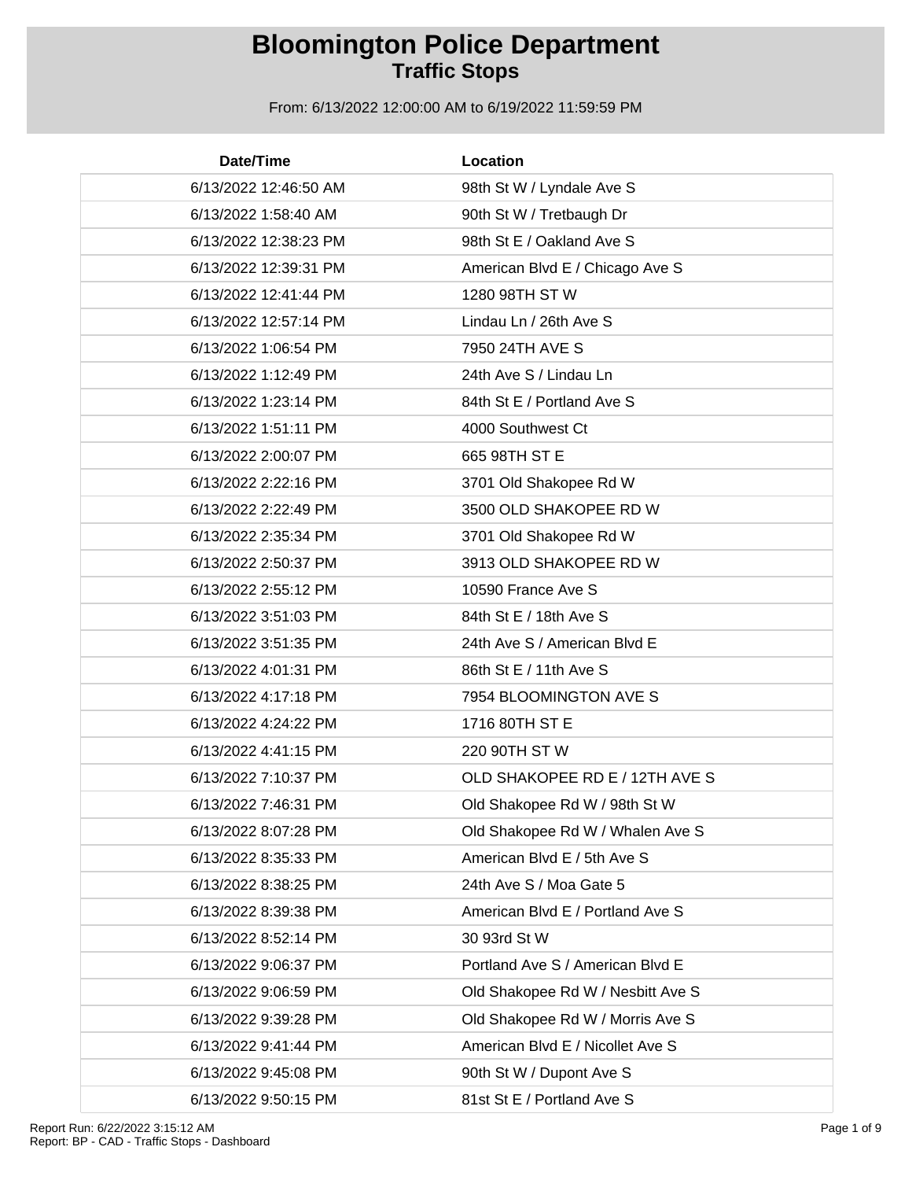# Bloomington Police Department
## Traffic Stops

From: 6/13/2022 12:00:00 AM to 6/19/2022 11:59:59 PM

| Date/Time | Location |
|---|---|
| 6/13/2022 12:46:50 AM | 98th St W / Lyndale Ave S |
| 6/13/2022 1:58:40 AM | 90th St W / Tretbaugh Dr |
| 6/13/2022 12:38:23 PM | 98th St E / Oakland Ave S |
| 6/13/2022 12:39:31 PM | American Blvd E / Chicago Ave S |
| 6/13/2022 12:41:44 PM | 1280 98TH ST W |
| 6/13/2022 12:57:14 PM | Lindau Ln / 26th Ave S |
| 6/13/2022 1:06:54 PM | 7950 24TH AVE S |
| 6/13/2022 1:12:49 PM | 24th Ave S / Lindau Ln |
| 6/13/2022 1:23:14 PM | 84th St E / Portland Ave S |
| 6/13/2022 1:51:11 PM | 4000 Southwest Ct |
| 6/13/2022 2:00:07 PM | 665 98TH ST E |
| 6/13/2022 2:22:16 PM | 3701 Old Shakopee Rd W |
| 6/13/2022 2:22:49 PM | 3500 OLD SHAKOPEE RD W |
| 6/13/2022 2:35:34 PM | 3701 Old Shakopee Rd W |
| 6/13/2022 2:50:37 PM | 3913 OLD SHAKOPEE RD W |
| 6/13/2022 2:55:12 PM | 10590 France Ave S |
| 6/13/2022 3:51:03 PM | 84th St E / 18th Ave S |
| 6/13/2022 3:51:35 PM | 24th Ave S / American Blvd E |
| 6/13/2022 4:01:31 PM | 86th St E / 11th Ave S |
| 6/13/2022 4:17:18 PM | 7954 BLOOMINGTON AVE S |
| 6/13/2022 4:24:22 PM | 1716 80TH ST E |
| 6/13/2022 4:41:15 PM | 220 90TH ST W |
| 6/13/2022 7:10:37 PM | OLD SHAKOPEE RD E / 12TH AVE S |
| 6/13/2022 7:46:31 PM | Old Shakopee Rd W / 98th St W |
| 6/13/2022 8:07:28 PM | Old Shakopee Rd W / Whalen Ave S |
| 6/13/2022 8:35:33 PM | American Blvd E / 5th Ave S |
| 6/13/2022 8:38:25 PM | 24th Ave S / Moa Gate 5 |
| 6/13/2022 8:39:38 PM | American Blvd E / Portland Ave S |
| 6/13/2022 8:52:14 PM | 30 93rd St W |
| 6/13/2022 9:06:37 PM | Portland Ave S / American Blvd E |
| 6/13/2022 9:06:59 PM | Old Shakopee Rd W / Nesbitt Ave S |
| 6/13/2022 9:39:28 PM | Old Shakopee Rd W / Morris Ave S |
| 6/13/2022 9:41:44 PM | American Blvd E / Nicollet Ave S |
| 6/13/2022 9:45:08 PM | 90th St W / Dupont Ave S |
| 6/13/2022 9:50:15 PM | 81st St E / Portland Ave S |

Report Run: 6/22/2022 3:15:12 AM
Report: BP - CAD - Traffic Stops - Dashboard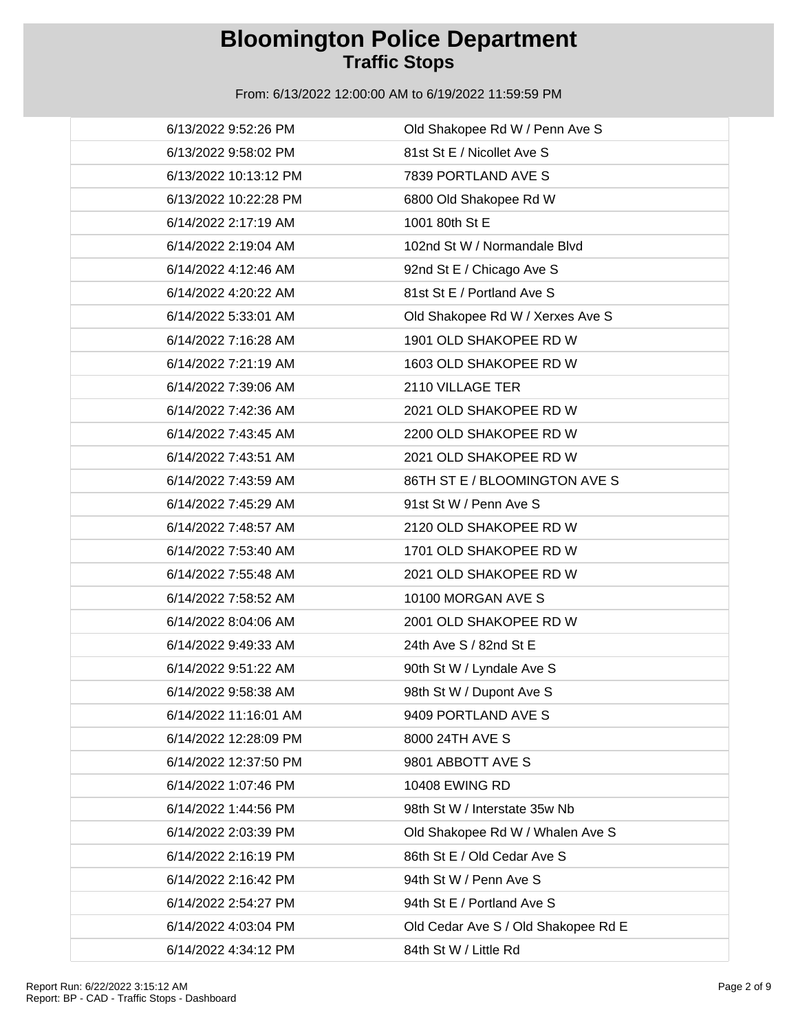# Bloomington Police Department
## Traffic Stops

From: 6/13/2022 12:00:00 AM to 6/19/2022 11:59:59 PM

| | |
|---|---|
| 6/13/2022 9:52:26 PM | Old Shakopee Rd W / Penn Ave S |
| 6/13/2022 9:58:02 PM | 81st St E / Nicollet Ave S |
| 6/13/2022 10:13:12 PM | 7839 PORTLAND AVE S |
| 6/13/2022 10:22:28 PM | 6800 Old Shakopee Rd W |
| 6/14/2022 2:17:19 AM | 1001 80th St E |
| 6/14/2022 2:19:04 AM | 102nd St W / Normandale Blvd |
| 6/14/2022 4:12:46 AM | 92nd St E / Chicago Ave S |
| 6/14/2022 4:20:22 AM | 81st St E / Portland Ave S |
| 6/14/2022 5:33:01 AM | Old Shakopee Rd W / Xerxes Ave S |
| 6/14/2022 7:16:28 AM | 1901 OLD SHAKOPEE RD W |
| 6/14/2022 7:21:19 AM | 1603 OLD SHAKOPEE RD W |
| 6/14/2022 7:39:06 AM | 2110 VILLAGE TER |
| 6/14/2022 7:42:36 AM | 2021 OLD SHAKOPEE RD W |
| 6/14/2022 7:43:45 AM | 2200 OLD SHAKOPEE RD W |
| 6/14/2022 7:43:51 AM | 2021 OLD SHAKOPEE RD W |
| 6/14/2022 7:43:59 AM | 86TH ST E / BLOOMINGTON AVE S |
| 6/14/2022 7:45:29 AM | 91st St W / Penn Ave S |
| 6/14/2022 7:48:57 AM | 2120 OLD SHAKOPEE RD W |
| 6/14/2022 7:53:40 AM | 1701 OLD SHAKOPEE RD W |
| 6/14/2022 7:55:48 AM | 2021 OLD SHAKOPEE RD W |
| 6/14/2022 7:58:52 AM | 10100 MORGAN AVE S |
| 6/14/2022 8:04:06 AM | 2001 OLD SHAKOPEE RD W |
| 6/14/2022 9:49:33 AM | 24th Ave S / 82nd St E |
| 6/14/2022 9:51:22 AM | 90th St W / Lyndale Ave S |
| 6/14/2022 9:58:38 AM | 98th St W / Dupont Ave S |
| 6/14/2022 11:16:01 AM | 9409 PORTLAND AVE S |
| 6/14/2022 12:28:09 PM | 8000 24TH AVE S |
| 6/14/2022 12:37:50 PM | 9801 ABBOTT AVE S |
| 6/14/2022 1:07:46 PM | 10408 EWING RD |
| 6/14/2022 1:44:56 PM | 98th St W / Interstate 35w Nb |
| 6/14/2022 2:03:39 PM | Old Shakopee Rd W / Whalen Ave S |
| 6/14/2022 2:16:19 PM | 86th St E / Old Cedar Ave S |
| 6/14/2022 2:16:42 PM | 94th St W / Penn Ave S |
| 6/14/2022 2:54:27 PM | 94th St E / Portland Ave S |
| 6/14/2022 4:03:04 PM | Old Cedar Ave S / Old Shakopee Rd E |
| 6/14/2022 4:34:12 PM | 84th St W / Little Rd |

Report Run: 6/22/2022 3:15:12 AM
Report: BP - CAD - Traffic Stops - Dashboard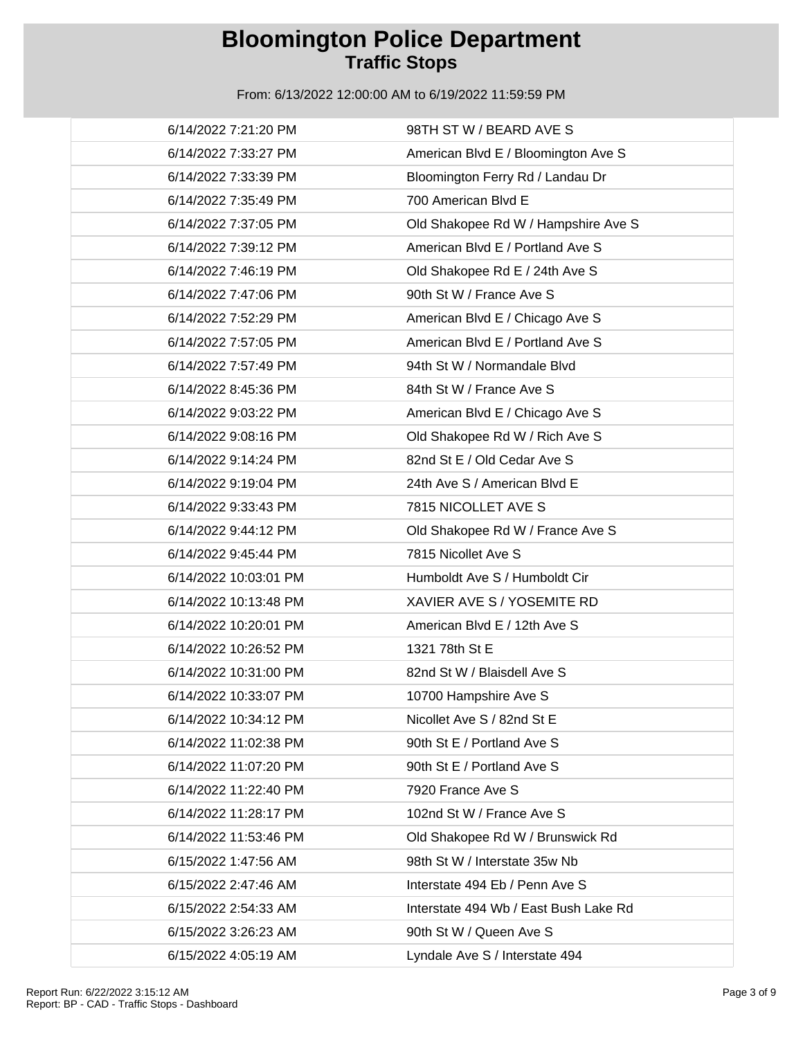# Bloomington Police Department
## Traffic Stops

From: 6/13/2022 12:00:00 AM to 6/19/2022 11:59:59 PM

| | |
|---|---|
| 6/14/2022 7:21:20 PM | 98TH ST W / BEARD AVE S |
| 6/14/2022 7:33:27 PM | American Blvd E / Bloomington Ave S |
| 6/14/2022 7:33:39 PM | Bloomington Ferry Rd / Landau Dr |
| 6/14/2022 7:35:49 PM | 700 American Blvd E |
| 6/14/2022 7:37:05 PM | Old Shakopee Rd W / Hampshire Ave S |
| 6/14/2022 7:39:12 PM | American Blvd E / Portland Ave S |
| 6/14/2022 7:46:19 PM | Old Shakopee Rd E / 24th Ave S |
| 6/14/2022 7:47:06 PM | 90th St W / France Ave S |
| 6/14/2022 7:52:29 PM | American Blvd E / Chicago Ave S |
| 6/14/2022 7:57:05 PM | American Blvd E / Portland Ave S |
| 6/14/2022 7:57:49 PM | 94th St W / Normandale Blvd |
| 6/14/2022 8:45:36 PM | 84th St W / France Ave S |
| 6/14/2022 9:03:22 PM | American Blvd E / Chicago Ave S |
| 6/14/2022 9:08:16 PM | Old Shakopee Rd W / Rich Ave S |
| 6/14/2022 9:14:24 PM | 82nd St E / Old Cedar Ave S |
| 6/14/2022 9:19:04 PM | 24th Ave S / American Blvd E |
| 6/14/2022 9:33:43 PM | 7815 NICOLLET AVE S |
| 6/14/2022 9:44:12 PM | Old Shakopee Rd W / France Ave S |
| 6/14/2022 9:45:44 PM | 7815 Nicollet Ave S |
| 6/14/2022 10:03:01 PM | Humboldt Ave S / Humboldt Cir |
| 6/14/2022 10:13:48 PM | XAVIER AVE S / YOSEMITE RD |
| 6/14/2022 10:20:01 PM | American Blvd E / 12th Ave S |
| 6/14/2022 10:26:52 PM | 1321 78th St E |
| 6/14/2022 10:31:00 PM | 82nd St W / Blaisdell Ave S |
| 6/14/2022 10:33:07 PM | 10700 Hampshire Ave S |
| 6/14/2022 10:34:12 PM | Nicollet Ave S / 82nd St E |
| 6/14/2022 11:02:38 PM | 90th St E / Portland Ave S |
| 6/14/2022 11:07:20 PM | 90th St E / Portland Ave S |
| 6/14/2022 11:22:40 PM | 7920 France Ave S |
| 6/14/2022 11:28:17 PM | 102nd St W / France Ave S |
| 6/14/2022 11:53:46 PM | Old Shakopee Rd W / Brunswick Rd |
| 6/15/2022 1:47:56 AM | 98th St W / Interstate 35w Nb |
| 6/15/2022 2:47:46 AM | Interstate 494 Eb / Penn Ave S |
| 6/15/2022 2:54:33 AM | Interstate 494 Wb / East Bush Lake Rd |
| 6/15/2022 3:26:23 AM | 90th St W / Queen Ave S |
| 6/15/2022 4:05:19 AM | Lyndale Ave S / Interstate 494 |

Report Run: 6/22/2022 3:15:12 AM
Report: BP - CAD - Traffic Stops - Dashboard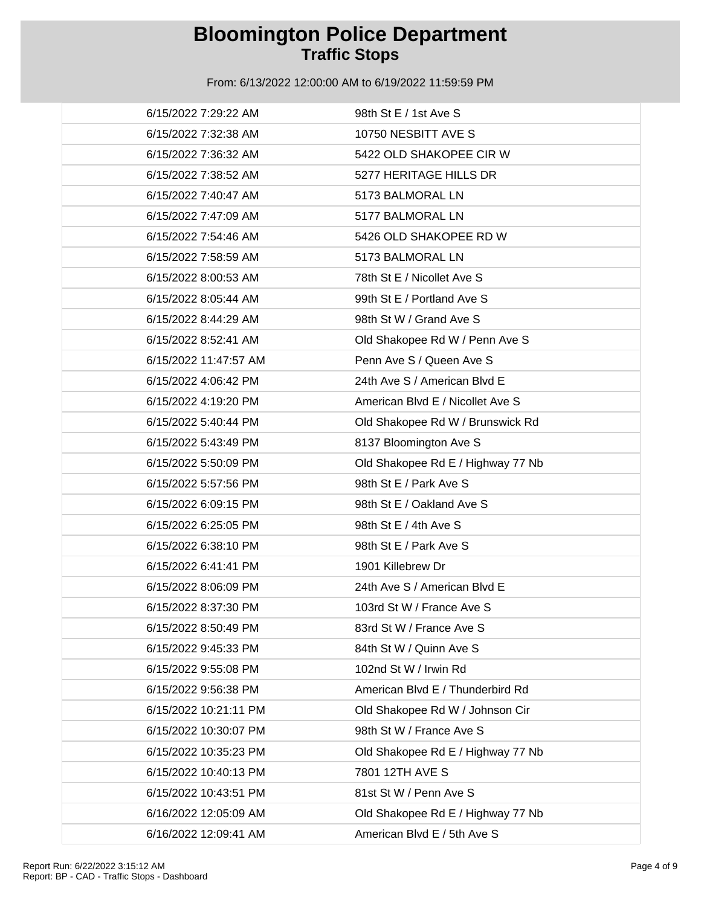# Bloomington Police Department
## Traffic Stops

From: 6/13/2022 12:00:00 AM to 6/19/2022 11:59:59 PM

| | |
|---|---|
| 6/15/2022 7:29:22 AM | 98th St E / 1st Ave S |
| 6/15/2022 7:32:38 AM | 10750 NESBITT AVE S |
| 6/15/2022 7:36:32 AM | 5422 OLD SHAKOPEE CIR W |
| 6/15/2022 7:38:52 AM | 5277 HERITAGE HILLS DR |
| 6/15/2022 7:40:47 AM | 5173 BALMORAL LN |
| 6/15/2022 7:47:09 AM | 5177 BALMORAL LN |
| 6/15/2022 7:54:46 AM | 5426 OLD SHAKOPEE RD W |
| 6/15/2022 7:58:59 AM | 5173 BALMORAL LN |
| 6/15/2022 8:00:53 AM | 78th St E / Nicollet Ave S |
| 6/15/2022 8:05:44 AM | 99th St E / Portland Ave S |
| 6/15/2022 8:44:29 AM | 98th St W / Grand Ave S |
| 6/15/2022 8:52:41 AM | Old Shakopee Rd W / Penn Ave S |
| 6/15/2022 11:47:57 AM | Penn Ave S / Queen Ave S |
| 6/15/2022 4:06:42 PM | 24th Ave S / American Blvd E |
| 6/15/2022 4:19:20 PM | American Blvd E / Nicollet Ave S |
| 6/15/2022 5:40:44 PM | Old Shakopee Rd W / Brunswick Rd |
| 6/15/2022 5:43:49 PM | 8137 Bloomington Ave S |
| 6/15/2022 5:50:09 PM | Old Shakopee Rd E / Highway 77 Nb |
| 6/15/2022 5:57:56 PM | 98th St E / Park Ave S |
| 6/15/2022 6:09:15 PM | 98th St E / Oakland Ave S |
| 6/15/2022 6:25:05 PM | 98th St E / 4th Ave S |
| 6/15/2022 6:38:10 PM | 98th St E / Park Ave S |
| 6/15/2022 6:41:41 PM | 1901 Killebrew Dr |
| 6/15/2022 8:06:09 PM | 24th Ave S / American Blvd E |
| 6/15/2022 8:37:30 PM | 103rd St W / France Ave S |
| 6/15/2022 8:50:49 PM | 83rd St W / France Ave S |
| 6/15/2022 9:45:33 PM | 84th St W / Quinn Ave S |
| 6/15/2022 9:55:08 PM | 102nd St W / Irwin Rd |
| 6/15/2022 9:56:38 PM | American Blvd E / Thunderbird Rd |
| 6/15/2022 10:21:11 PM | Old Shakopee Rd W / Johnson Cir |
| 6/15/2022 10:30:07 PM | 98th St W / France Ave S |
| 6/15/2022 10:35:23 PM | Old Shakopee Rd E / Highway 77 Nb |
| 6/15/2022 10:40:13 PM | 7801 12TH AVE S |
| 6/15/2022 10:43:51 PM | 81st St W / Penn Ave S |
| 6/16/2022 12:05:09 AM | Old Shakopee Rd E / Highway 77 Nb |
| 6/16/2022 12:09:41 AM | American Blvd E / 5th Ave S |

Report Run: 6/22/2022 3:15:12 AM
Report: BP - CAD - Traffic Stops - Dashboard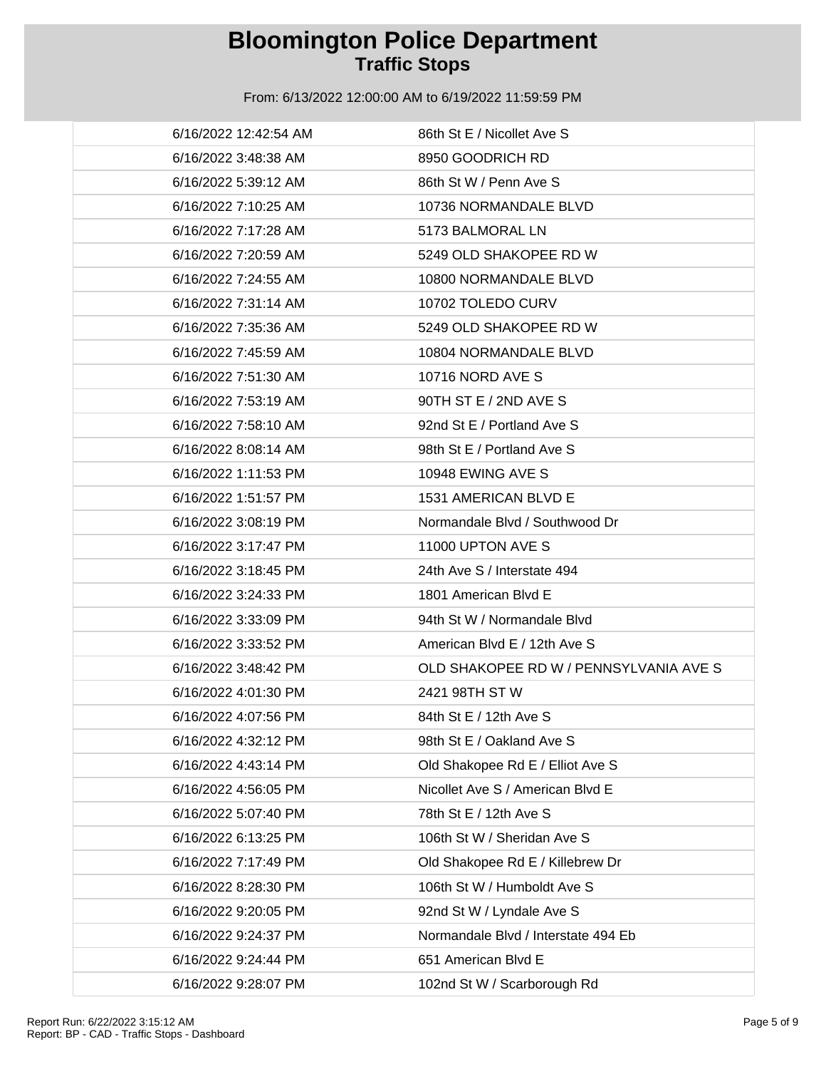# Bloomington Police Department
## Traffic Stops

From: 6/13/2022 12:00:00 AM to 6/19/2022 11:59:59 PM

| | |
|---|---|
| 6/16/2022 12:42:54 AM | 86th St E / Nicollet Ave S |
| 6/16/2022 3:48:38 AM | 8950 GOODRICH RD |
| 6/16/2022 5:39:12 AM | 86th St W / Penn Ave S |
| 6/16/2022 7:10:25 AM | 10736 NORMANDALE BLVD |
| 6/16/2022 7:17:28 AM | 5173 BALMORAL LN |
| 6/16/2022 7:20:59 AM | 5249 OLD SHAKOPEE RD W |
| 6/16/2022 7:24:55 AM | 10800 NORMANDALE BLVD |
| 6/16/2022 7:31:14 AM | 10702 TOLEDO CURV |
| 6/16/2022 7:35:36 AM | 5249 OLD SHAKOPEE RD W |
| 6/16/2022 7:45:59 AM | 10804 NORMANDALE BLVD |
| 6/16/2022 7:51:30 AM | 10716 NORD AVE S |
| 6/16/2022 7:53:19 AM | 90TH ST E / 2ND AVE S |
| 6/16/2022 7:58:10 AM | 92nd St E / Portland Ave S |
| 6/16/2022 8:08:14 AM | 98th St E / Portland Ave S |
| 6/16/2022 1:11:53 PM | 10948 EWING AVE S |
| 6/16/2022 1:51:57 PM | 1531 AMERICAN BLVD E |
| 6/16/2022 3:08:19 PM | Normandale Blvd / Southwood Dr |
| 6/16/2022 3:17:47 PM | 11000 UPTON AVE S |
| 6/16/2022 3:18:45 PM | 24th Ave S / Interstate 494 |
| 6/16/2022 3:24:33 PM | 1801 American Blvd E |
| 6/16/2022 3:33:09 PM | 94th St W / Normandale Blvd |
| 6/16/2022 3:33:52 PM | American Blvd E / 12th Ave S |
| 6/16/2022 3:48:42 PM | OLD SHAKOPEE RD W / PENNSYLVANIA AVE S |
| 6/16/2022 4:01:30 PM | 2421 98TH ST W |
| 6/16/2022 4:07:56 PM | 84th St E / 12th Ave S |
| 6/16/2022 4:32:12 PM | 98th St E / Oakland Ave S |
| 6/16/2022 4:43:14 PM | Old Shakopee Rd E / Elliot Ave S |
| 6/16/2022 4:56:05 PM | Nicollet Ave S / American Blvd E |
| 6/16/2022 5:07:40 PM | 78th St E / 12th Ave S |
| 6/16/2022 6:13:25 PM | 106th St W / Sheridan Ave S |
| 6/16/2022 7:17:49 PM | Old Shakopee Rd E / Killebrew Dr |
| 6/16/2022 8:28:30 PM | 106th St W / Humboldt Ave S |
| 6/16/2022 9:20:05 PM | 92nd St W / Lyndale Ave S |
| 6/16/2022 9:24:37 PM | Normandale Blvd / Interstate 494 Eb |
| 6/16/2022 9:24:44 PM | 651 American Blvd E |
| 6/16/2022 9:28:07 PM | 102nd St W / Scarborough Rd |

Report Run: 6/22/2022 3:15:12 AM
Report: BP - CAD - Traffic Stops - Dashboard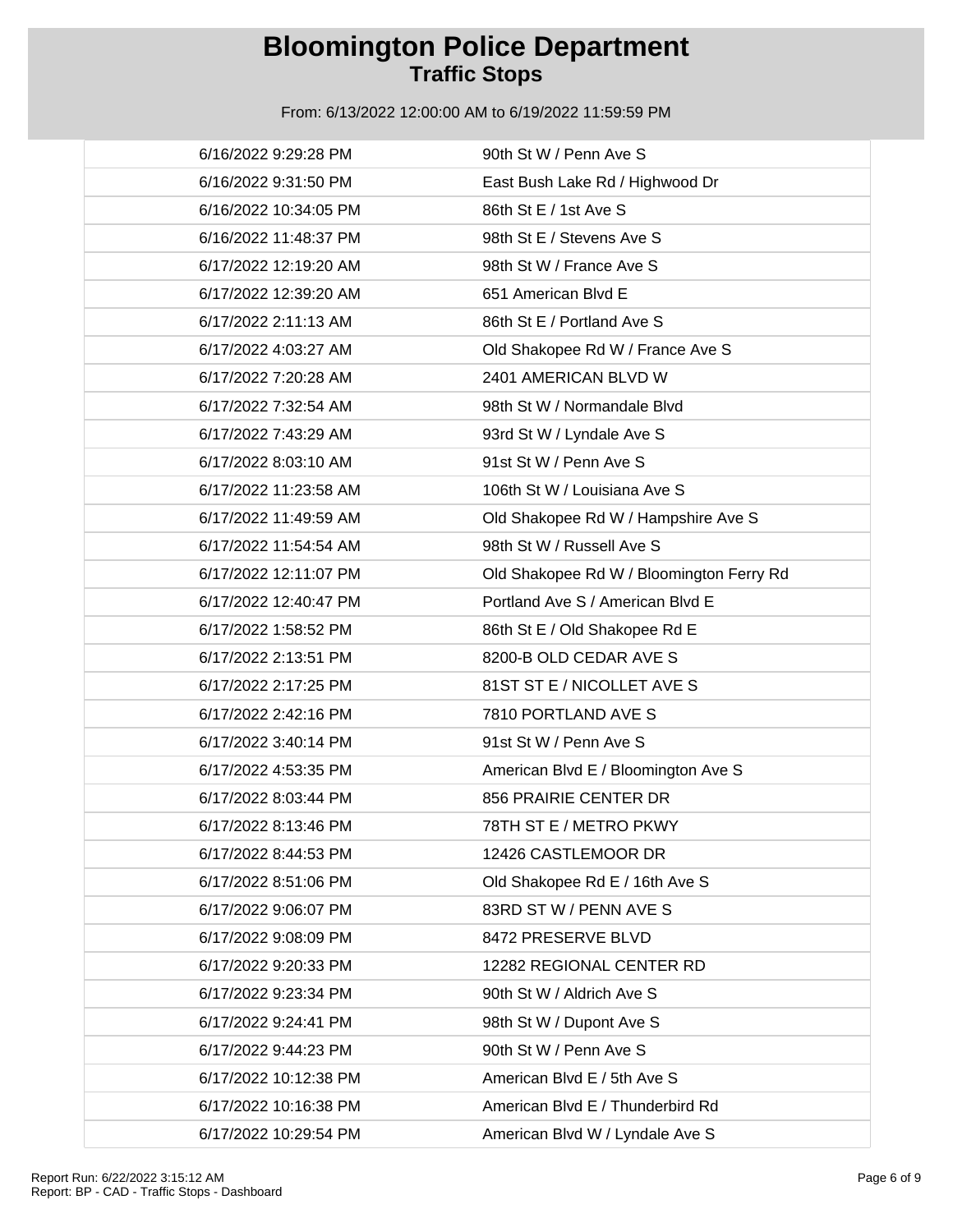# Bloomington Police Department
## Traffic Stops

From: 6/13/2022 12:00:00 AM to 6/19/2022 11:59:59 PM

| | |
|---|---|
| 6/16/2022 9:29:28 PM | 90th St W / Penn Ave S |
| 6/16/2022 9:31:50 PM | East Bush Lake Rd / Highwood Dr |
| 6/16/2022 10:34:05 PM | 86th St E / 1st Ave S |
| 6/16/2022 11:48:37 PM | 98th St E / Stevens Ave S |
| 6/17/2022 12:19:20 AM | 98th St W / France Ave S |
| 6/17/2022 12:39:20 AM | 651 American Blvd E |
| 6/17/2022 2:11:13 AM | 86th St E / Portland Ave S |
| 6/17/2022 4:03:27 AM | Old Shakopee Rd W / France Ave S |
| 6/17/2022 7:20:28 AM | 2401 AMERICAN BLVD W |
| 6/17/2022 7:32:54 AM | 98th St W / Normandale Blvd |
| 6/17/2022 7:43:29 AM | 93rd St W / Lyndale Ave S |
| 6/17/2022 8:03:10 AM | 91st St W / Penn Ave S |
| 6/17/2022 11:23:58 AM | 106th St W / Louisiana Ave S |
| 6/17/2022 11:49:59 AM | Old Shakopee Rd W / Hampshire Ave S |
| 6/17/2022 11:54:54 AM | 98th St W / Russell Ave S |
| 6/17/2022 12:11:07 PM | Old Shakopee Rd W / Bloomington Ferry Rd |
| 6/17/2022 12:40:47 PM | Portland Ave S / American Blvd E |
| 6/17/2022 1:58:52 PM | 86th St E / Old Shakopee Rd E |
| 6/17/2022 2:13:51 PM | 8200-B OLD CEDAR AVE S |
| 6/17/2022 2:17:25 PM | 81ST ST E / NICOLLET AVE S |
| 6/17/2022 2:42:16 PM | 7810 PORTLAND AVE S |
| 6/17/2022 3:40:14 PM | 91st St W / Penn Ave S |
| 6/17/2022 4:53:35 PM | American Blvd E / Bloomington Ave S |
| 6/17/2022 8:03:44 PM | 856 PRAIRIE CENTER DR |
| 6/17/2022 8:13:46 PM | 78TH ST E / METRO PKWY |
| 6/17/2022 8:44:53 PM | 12426 CASTLEMOOR DR |
| 6/17/2022 8:51:06 PM | Old Shakopee Rd E / 16th Ave S |
| 6/17/2022 9:06:07 PM | 83RD ST W / PENN AVE S |
| 6/17/2022 9:08:09 PM | 8472 PRESERVE BLVD |
| 6/17/2022 9:20:33 PM | 12282 REGIONAL CENTER RD |
| 6/17/2022 9:23:34 PM | 90th St W / Aldrich Ave S |
| 6/17/2022 9:24:41 PM | 98th St W / Dupont Ave S |
| 6/17/2022 9:44:23 PM | 90th St W / Penn Ave S |
| 6/17/2022 10:12:38 PM | American Blvd E / 5th Ave S |
| 6/17/2022 10:16:38 PM | American Blvd E / Thunderbird Rd |
| 6/17/2022 10:29:54 PM | American Blvd W / Lyndale Ave S |

Report Run: 6/22/2022 3:15:12 AM
Report: BP - CAD - Traffic Stops - Dashboard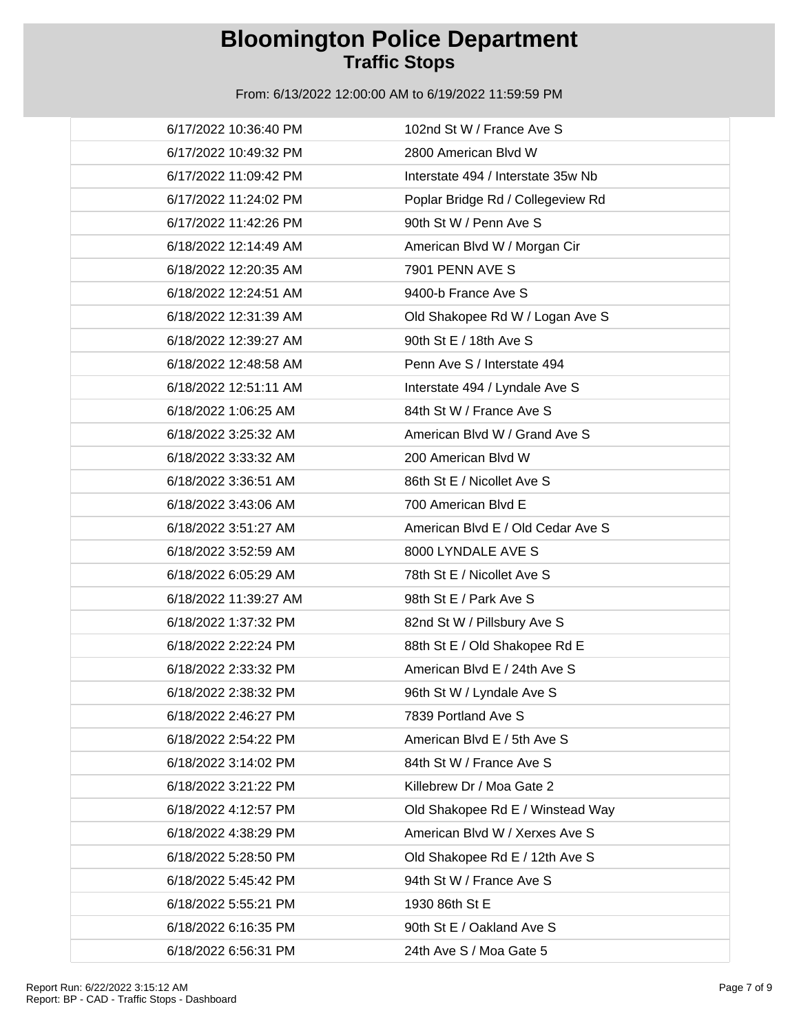# Bloomington Police Department
## Traffic Stops

From: 6/13/2022 12:00:00 AM to 6/19/2022 11:59:59 PM

| Date/Time | Location |
| --- | --- |
| 6/17/2022 10:36:40 PM | 102nd St W / France Ave S |
| 6/17/2022 10:49:32 PM | 2800 American Blvd W |
| 6/17/2022 11:09:42 PM | Interstate 494 / Interstate 35w Nb |
| 6/17/2022 11:24:02 PM | Poplar Bridge Rd / Collegeview Rd |
| 6/17/2022 11:42:26 PM | 90th St W / Penn Ave S |
| 6/18/2022 12:14:49 AM | American Blvd W / Morgan Cir |
| 6/18/2022 12:20:35 AM | 7901 PENN AVE S |
| 6/18/2022 12:24:51 AM | 9400-b France Ave S |
| 6/18/2022 12:31:39 AM | Old Shakopee Rd W / Logan Ave S |
| 6/18/2022 12:39:27 AM | 90th St E / 18th Ave S |
| 6/18/2022 12:48:58 AM | Penn Ave S / Interstate 494 |
| 6/18/2022 12:51:11 AM | Interstate 494 / Lyndale Ave S |
| 6/18/2022 1:06:25 AM | 84th St W / France Ave S |
| 6/18/2022 3:25:32 AM | American Blvd W / Grand Ave S |
| 6/18/2022 3:33:32 AM | 200 American Blvd W |
| 6/18/2022 3:36:51 AM | 86th St E / Nicollet Ave S |
| 6/18/2022 3:43:06 AM | 700 American Blvd E |
| 6/18/2022 3:51:27 AM | American Blvd E / Old Cedar Ave S |
| 6/18/2022 3:52:59 AM | 8000 LYNDALE AVE S |
| 6/18/2022 6:05:29 AM | 78th St E / Nicollet Ave S |
| 6/18/2022 11:39:27 AM | 98th St E / Park Ave S |
| 6/18/2022 1:37:32 PM | 82nd St W / Pillsbury Ave S |
| 6/18/2022 2:22:24 PM | 88th St E / Old Shakopee Rd E |
| 6/18/2022 2:33:32 PM | American Blvd E / 24th Ave S |
| 6/18/2022 2:38:32 PM | 96th St W / Lyndale Ave S |
| 6/18/2022 2:46:27 PM | 7839 Portland Ave S |
| 6/18/2022 2:54:22 PM | American Blvd E / 5th Ave S |
| 6/18/2022 3:14:02 PM | 84th St W / France Ave S |
| 6/18/2022 3:21:22 PM | Killebrew Dr / Moa Gate 2 |
| 6/18/2022 4:12:57 PM | Old Shakopee Rd E / Winstead Way |
| 6/18/2022 4:38:29 PM | American Blvd W / Xerxes Ave S |
| 6/18/2022 5:28:50 PM | Old Shakopee Rd E / 12th Ave S |
| 6/18/2022 5:45:42 PM | 94th St W / France Ave S |
| 6/18/2022 5:55:21 PM | 1930 86th St E |
| 6/18/2022 6:16:35 PM | 90th St E / Oakland Ave S |
| 6/18/2022 6:56:31 PM | 24th Ave S / Moa Gate 5 |

Report Run: 6/22/2022 3:15:12 AM
Report: BP - CAD - Traffic Stops - Dashboard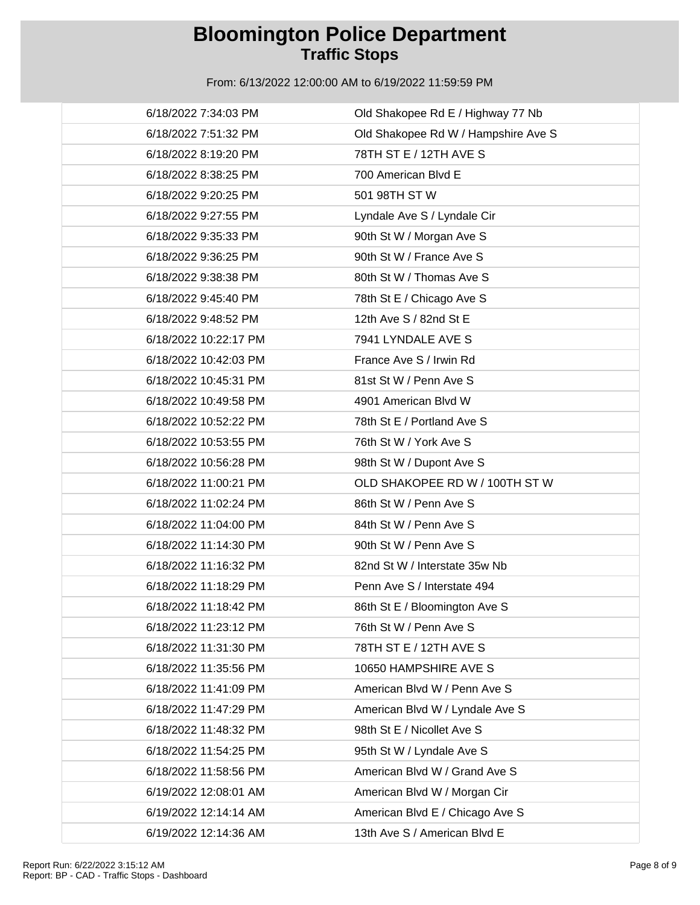# Bloomington Police Department
## Traffic Stops

From: 6/13/2022 12:00:00 AM to 6/19/2022 11:59:59 PM

| | |
|---|---|
| 6/18/2022 7:34:03 PM | Old Shakopee Rd E / Highway 77 Nb |
| 6/18/2022 7:51:32 PM | Old Shakopee Rd W / Hampshire Ave S |
| 6/18/2022 8:19:20 PM | 78TH ST E / 12TH AVE S |
| 6/18/2022 8:38:25 PM | 700 American Blvd E |
| 6/18/2022 9:20:25 PM | 501 98TH ST W |
| 6/18/2022 9:27:55 PM | Lyndale Ave S / Lyndale Cir |
| 6/18/2022 9:35:33 PM | 90th St W / Morgan Ave S |
| 6/18/2022 9:36:25 PM | 90th St W / France Ave S |
| 6/18/2022 9:38:38 PM | 80th St W / Thomas Ave S |
| 6/18/2022 9:45:40 PM | 78th St E / Chicago Ave S |
| 6/18/2022 9:48:52 PM | 12th Ave S / 82nd St E |
| 6/18/2022 10:22:17 PM | 7941 LYNDALE AVE S |
| 6/18/2022 10:42:03 PM | France Ave S / Irwin Rd |
| 6/18/2022 10:45:31 PM | 81st St W / Penn Ave S |
| 6/18/2022 10:49:58 PM | 4901 American Blvd W |
| 6/18/2022 10:52:22 PM | 78th St E / Portland Ave S |
| 6/18/2022 10:53:55 PM | 76th St W / York Ave S |
| 6/18/2022 10:56:28 PM | 98th St W / Dupont Ave S |
| 6/18/2022 11:00:21 PM | OLD SHAKOPEE RD W / 100TH ST W |
| 6/18/2022 11:02:24 PM | 86th St W / Penn Ave S |
| 6/18/2022 11:04:00 PM | 84th St W / Penn Ave S |
| 6/18/2022 11:14:30 PM | 90th St W / Penn Ave S |
| 6/18/2022 11:16:32 PM | 82nd St W / Interstate 35w Nb |
| 6/18/2022 11:18:29 PM | Penn Ave S / Interstate 494 |
| 6/18/2022 11:18:42 PM | 86th St E / Bloomington Ave S |
| 6/18/2022 11:23:12 PM | 76th St W / Penn Ave S |
| 6/18/2022 11:31:30 PM | 78TH ST E / 12TH AVE S |
| 6/18/2022 11:35:56 PM | 10650 HAMPSHIRE AVE S |
| 6/18/2022 11:41:09 PM | American Blvd W / Penn Ave S |
| 6/18/2022 11:47:29 PM | American Blvd W / Lyndale Ave S |
| 6/18/2022 11:48:32 PM | 98th St E / Nicollet Ave S |
| 6/18/2022 11:54:25 PM | 95th St W / Lyndale Ave S |
| 6/18/2022 11:58:56 PM | American Blvd W / Grand Ave S |
| 6/19/2022 12:08:01 AM | American Blvd W / Morgan Cir |
| 6/19/2022 12:14:14 AM | American Blvd E / Chicago Ave S |
| 6/19/2022 12:14:36 AM | 13th Ave S / American Blvd E |

Report Run: 6/22/2022 3:15:12 AM
Report: BP - CAD - Traffic Stops - Dashboard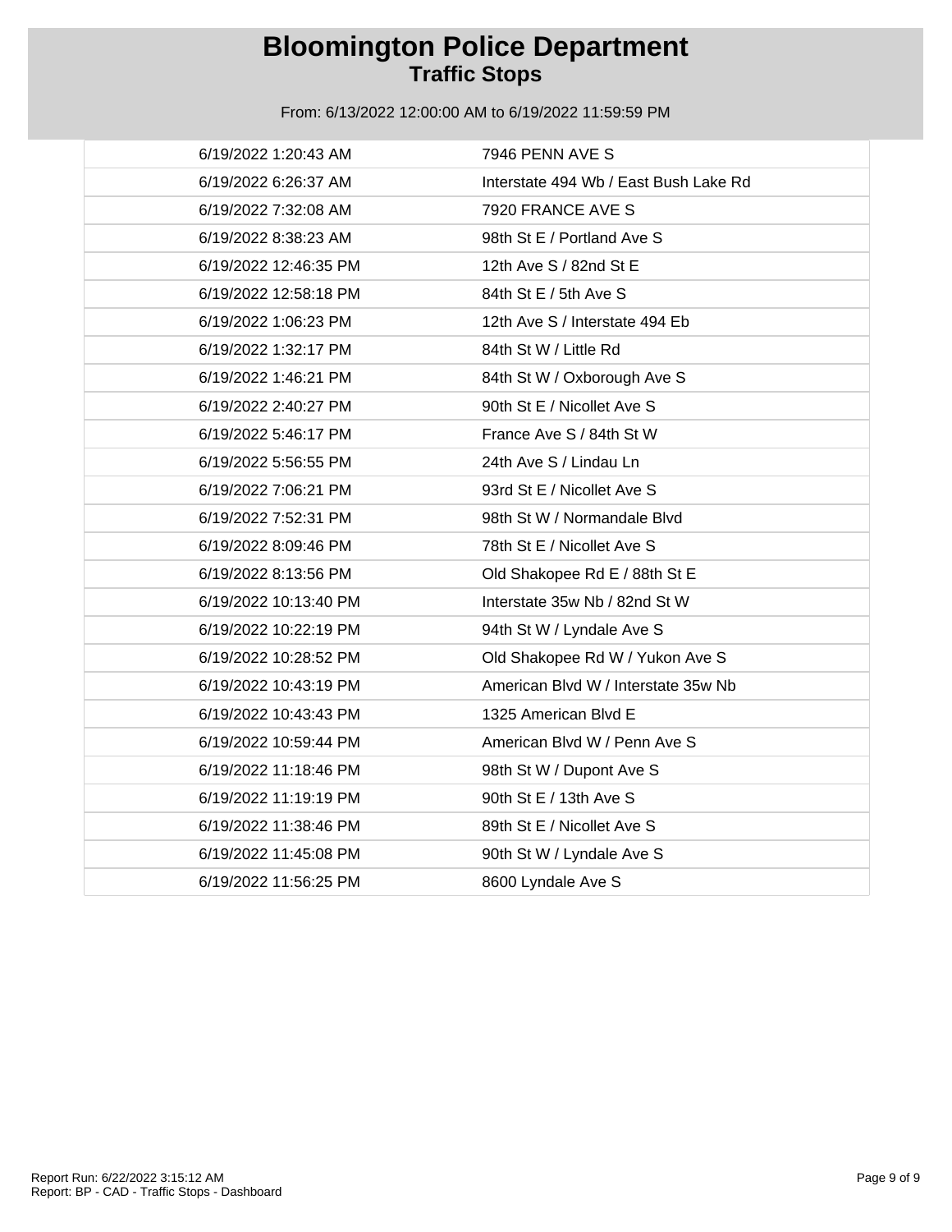# Bloomington Police Department
## Traffic Stops

From: 6/13/2022 12:00:00 AM to 6/19/2022 11:59:59 PM

| | |
|---|---|
| 6/19/2022 1:20:43 AM | 7946 PENN AVE S |
| 6/19/2022 6:26:37 AM | Interstate 494 Wb / East Bush Lake Rd |
| 6/19/2022 7:32:08 AM | 7920 FRANCE AVE S |
| 6/19/2022 8:38:23 AM | 98th St E / Portland Ave S |
| 6/19/2022 12:46:35 PM | 12th Ave S / 82nd St E |
| 6/19/2022 12:58:18 PM | 84th St E / 5th Ave S |
| 6/19/2022 1:06:23 PM | 12th Ave S / Interstate 494 Eb |
| 6/19/2022 1:32:17 PM | 84th St W / Little Rd |
| 6/19/2022 1:46:21 PM | 84th St W / Oxborough Ave S |
| 6/19/2022 2:40:27 PM | 90th St E / Nicollet Ave S |
| 6/19/2022 5:46:17 PM | France Ave S / 84th St W |
| 6/19/2022 5:56:55 PM | 24th Ave S / Lindau Ln |
| 6/19/2022 7:06:21 PM | 93rd St E / Nicollet Ave S |
| 6/19/2022 7:52:31 PM | 98th St W / Normandale Blvd |
| 6/19/2022 8:09:46 PM | 78th St E / Nicollet Ave S |
| 6/19/2022 8:13:56 PM | Old Shakopee Rd E / 88th St E |
| 6/19/2022 10:13:40 PM | Interstate 35w Nb / 82nd St W |
| 6/19/2022 10:22:19 PM | 94th St W / Lyndale Ave S |
| 6/19/2022 10:28:52 PM | Old Shakopee Rd W / Yukon Ave S |
| 6/19/2022 10:43:19 PM | American Blvd W / Interstate 35w Nb |
| 6/19/2022 10:43:43 PM | 1325 American Blvd E |
| 6/19/2022 10:59:44 PM | American Blvd W / Penn Ave S |
| 6/19/2022 11:18:46 PM | 98th St W / Dupont Ave S |
| 6/19/2022 11:19:19 PM | 90th St E / 13th Ave S |
| 6/19/2022 11:38:46 PM | 89th St E / Nicollet Ave S |
| 6/19/2022 11:45:08 PM | 90th St W / Lyndale Ave S |
| 6/19/2022 11:56:25 PM | 8600 Lyndale Ave S |

Report Run: 6/22/2022 3:15:12 AM
Report: BP - CAD - Traffic Stops - Dashboard